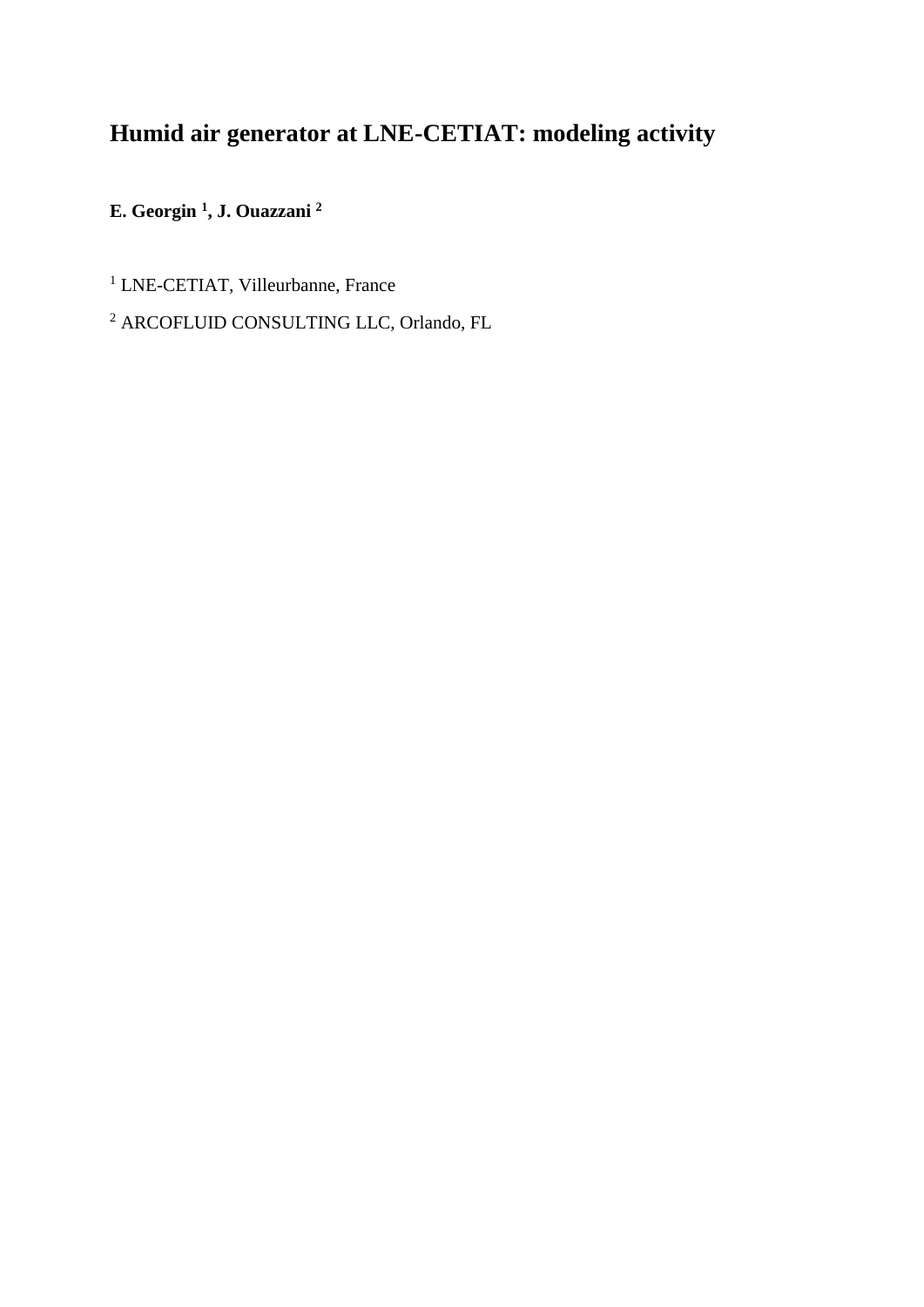# Humid air generator at LNE-CETIAT: modeling activity

**E. Georgin [1], J. Ouazzani [2]**

[1] LNE-CETIAT, Villeurbanne, France

[2] ARCOFLUID CONSULTING LLC, Orlando, FL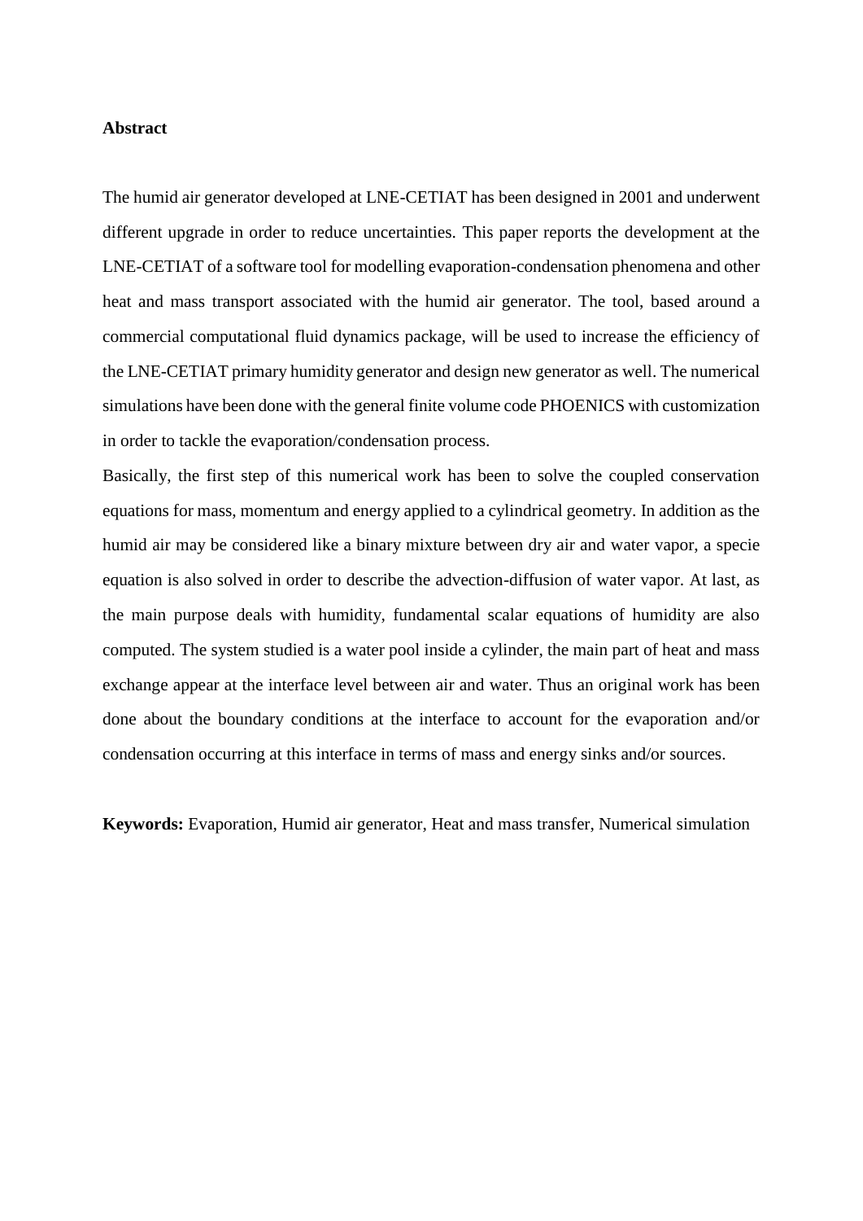**Abstract**

The humid air generator developed at LNE-CETIAT has been designed in 2001 and underwent different upgrade in order to reduce uncertainties. This paper reports the development at the LNE-CETIAT of a software tool for modelling evaporation-condensation phenomena and other heat and mass transport associated with the humid air generator. The tool, based around a commercial computational fluid dynamics package, will be used to increase the efficiency of the LNE-CETIAT primary humidity generator and design new generator as well. The numerical simulations have been done with the general finite volume code PHOENICS with customization in order to tackle the evaporation/condensation process.

Basically, the first step of this numerical work has been to solve the coupled conservation equations for mass, momentum and energy applied to a cylindrical geometry. In addition as the humid air may be considered like a binary mixture between dry air and water vapor, a specie equation is also solved in order to describe the advection-diffusion of water vapor. At last, as the main purpose deals with humidity, fundamental scalar equations of humidity are also computed. The system studied is a water pool inside a cylinder, the main part of heat and mass exchange appear at the interface level between air and water. Thus an original work has been done about the boundary conditions at the interface to account for the evaporation and/or condensation occurring at this interface in terms of mass and energy sinks and/or sources.

**Keywords:** Evaporation, Humid air generator, Heat and mass transfer, Numerical simulation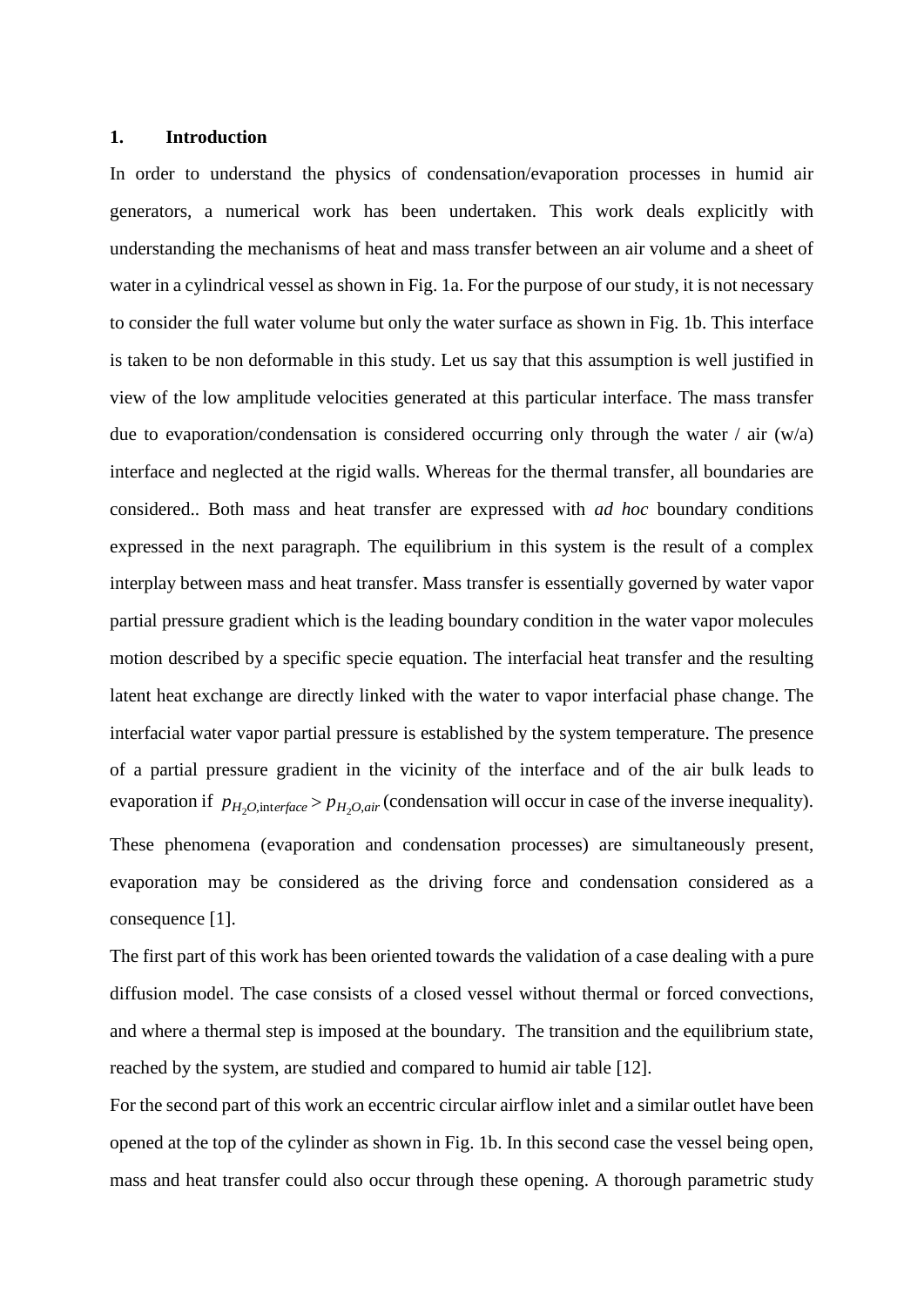# 1. Introduction

In order to understand the physics of condensation/evaporation processes in humid air generators, a numerical work has been undertaken. This work deals explicitly with understanding the mechanisms of heat and mass transfer between an air volume and a sheet of water in a cylindrical vessel as shown in Fig. 1a. For the purpose of our study, it is not necessary to consider the full water volume but only the water surface as shown in Fig. 1b. This interface is taken to be non deformable in this study. Let us say that this assumption is well justified in view of the low amplitude velocities generated at this particular interface. The mass transfer due to evaporation/condensation is considered occurring only through the water / air (w/a) interface and neglected at the rigid walls. Whereas for the thermal transfer, all boundaries are considered.. Both mass and heat transfer are expressed with *ad hoc* boundary conditions expressed in the next paragraph. The equilibrium in this system is the result of a complex interplay between mass and heat transfer. Mass transfer is essentially governed by water vapor partial pressure gradient which is the leading boundary condition in the water vapor molecules motion described by a specific specie equation. The interfacial heat transfer and the resulting latent heat exchange are directly linked with the water to vapor interfacial phase change. The interfacial water vapor partial pressure is established by the system temperature. The presence of a partial pressure gradient in the vicinity of the interface and of the air bulk leads to evaporation if $p_{H_2O,\text{interface}} > p_{H_2O,air}$ (condensation will occur in case of the inverse inequality). These phenomena (evaporation and condensation processes) are simultaneously present, evaporation may be considered as the driving force and condensation considered as a consequence [1].

The first part of this work has been oriented towards the validation of a case dealing with a pure diffusion model. The case consists of a closed vessel without thermal or forced convections, and where a thermal step is imposed at the boundary. The transition and the equilibrium state, reached by the system, are studied and compared to humid air table [12].

For the second part of this work an eccentric circular airflow inlet and a similar outlet have been opened at the top of the cylinder as shown in Fig. 1b. In this second case the vessel being open, mass and heat transfer could also occur through these opening. A thorough parametric study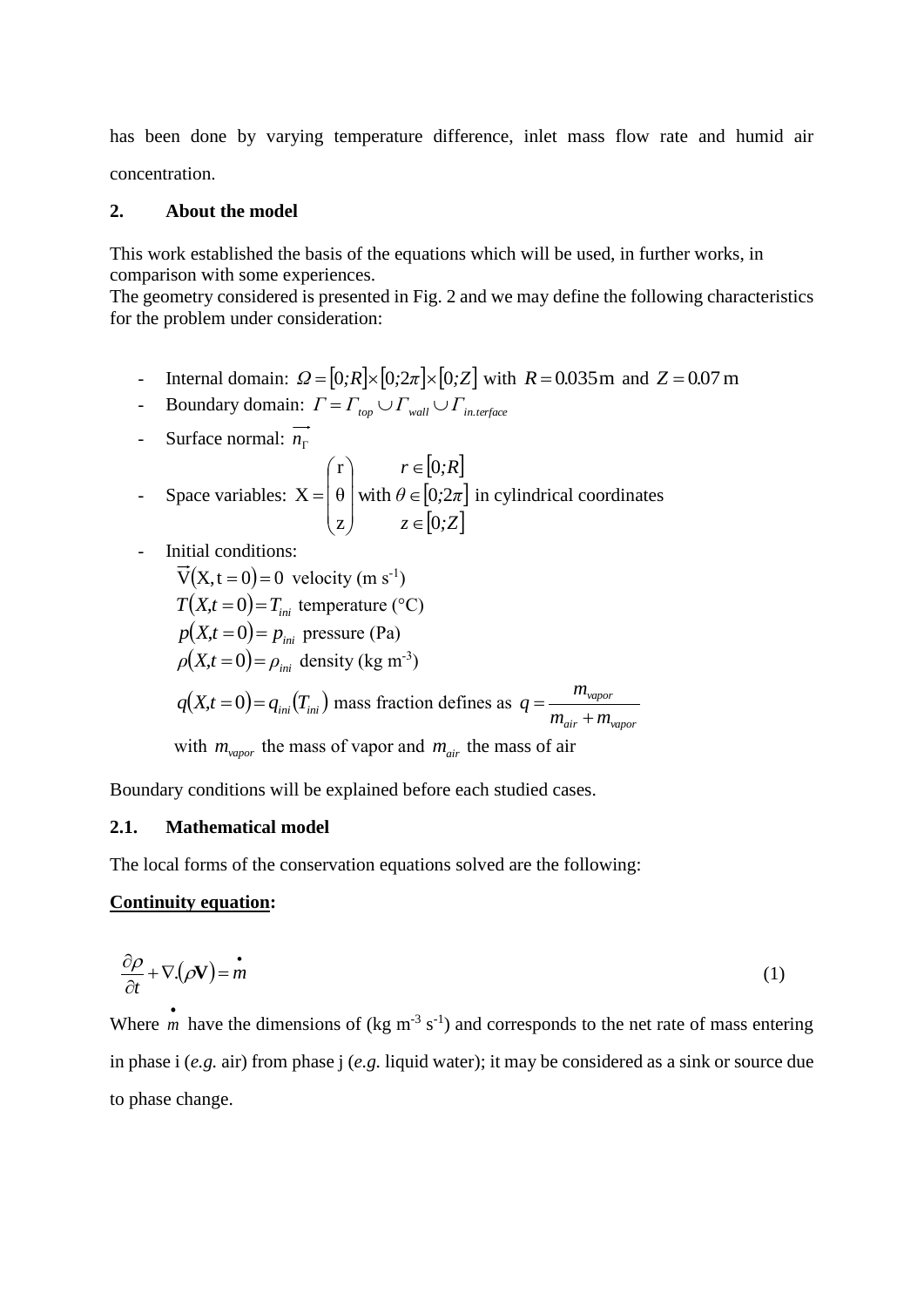has been done by varying temperature difference, inlet mass flow rate and humid air concentration.

## 2. About the model

This work established the basis of the equations which will be used, in further works, in comparison with some experiences.
The geometry considered is presented in Fig. 2 and we may define the following characteristics for the problem under consideration:

- Internal domain: $\Omega = [0;R] \times [0;2\pi] \times [0;Z]$ with $R = 0.035\,\mathrm{m}$ and $Z = 0.07\,\mathrm{m}$
- Boundary domain: $\Gamma = \Gamma_{top} \cup \Gamma_{wall} \cup \Gamma_{in.terface}$
- Surface normal: $\overrightarrow{n_\Gamma}$
- Space variables: $\mathrm{X} = \begin{pmatrix} \mathrm{r} \\ \theta \\ \mathrm{z} \end{pmatrix}$ with $\begin{matrix} r \in [0;R] \\ \theta \in [0;2\pi] \\ z \in [0;Z] \end{matrix}$ in cylindrical coordinates
- Initial conditions:

  $\vec{\mathrm{V}}(\mathrm{X}, \mathrm{t} = 0) = 0$ velocity (m s$^{-1}$)

  $T(X, t = 0) = T_{ini}$ temperature (°C)

  $p(X, t = 0) = p_{ini}$ pressure (Pa)

  $\rho(X, t = 0) = \rho_{ini}$ density (kg m$^{-3}$)

  $q(X, t = 0) = q_{ini}(T_{ini})$ mass fraction defines as $q = \dfrac{m_{vapor}}{m_{air} + m_{vapor}}$

  with $m_{vapor}$ the mass of vapor and $m_{air}$ the mass of air

Boundary conditions will be explained before each studied cases.

### 2.1. Mathematical model

The local forms of the conservation equations solved are the following:

**<u>Continuity equation</u>:**

$$\frac{\partial \rho}{\partial t} + \nabla . (\rho \mathbf{V}) = \dot{m} \tag{1}$$

Where $\dot{m}$ have the dimensions of (kg m$^{-3}$ s$^{-1}$) and corresponds to the net rate of mass entering in phase i (*e.g.* air) from phase j (*e.g.* liquid water); it may be considered as a sink or source due to phase change.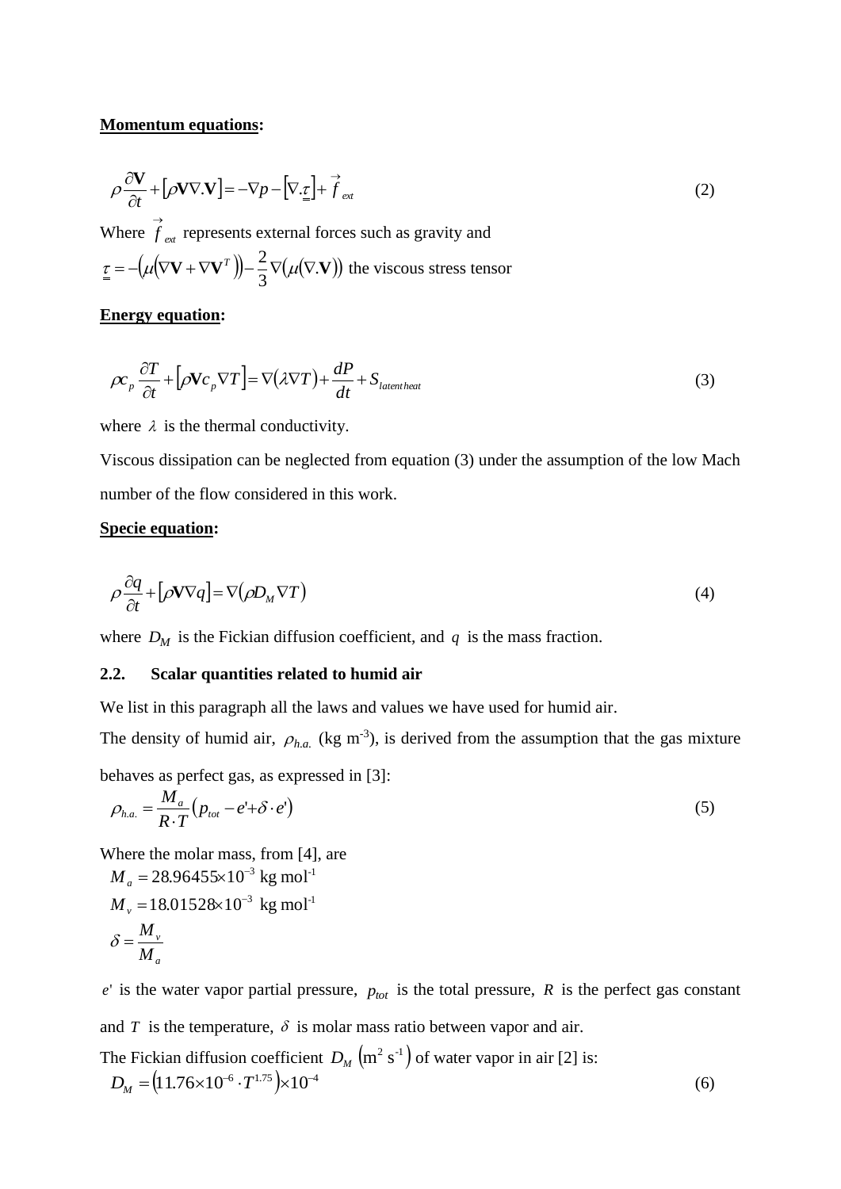**Momentum equations:**

$$\rho \frac{\partial \mathbf{V}}{\partial t} + \left[\rho \mathbf{V} \nabla . \mathbf{V}\right] = -\nabla p - \left[\nabla . \underline{\underline{\tau}}\right] + \vec{f}_{ext} \tag{2}$$

Where $\vec{f}_{ext}$ represents external forces such as gravity and

$\underline{\underline{\tau}} = -\left(\mu\left(\nabla \mathbf{V} + \nabla \mathbf{V}^T\right)\right) - \frac{2}{3}\nabla\left(\mu\left(\nabla . \mathbf{V}\right)\right)$ the viscous stress tensor

**Energy equation:**

$$\rho c_p \frac{\partial T}{\partial t} + \left[\rho \mathbf{V} c_p \nabla T\right] = \nabla\left(\lambda \nabla T\right) + \frac{dP}{dt} + S_{latent\,heat} \tag{3}$$

where $\lambda$ is the thermal conductivity.

Viscous dissipation can be neglected from equation (3) under the assumption of the low Mach number of the flow considered in this work.

**Specie equation:**

$$\rho \frac{\partial q}{\partial t} + \left[\rho \mathbf{V} \nabla q\right] = \nabla\left(\rho D_M \nabla T\right) \tag{4}$$

where $D_M$ is the Fickian diffusion coefficient, and $q$ is the mass fraction.

### 2.2. Scalar quantities related to humid air

We list in this paragraph all the laws and values we have used for humid air.

The density of humid air, $\rho_{h.a.}$ (kg m$^{-3}$), is derived from the assumption that the gas mixture behaves as perfect gas, as expressed in [3]:

$$\rho_{h.a.} = \frac{M_a}{R \cdot T}\left(p_{tot} - e' + \delta \cdot e'\right) \tag{5}$$

Where the molar mass, from [4], are

$M_a = 28.96455 \times 10^{-3}$ kg mol$^{-1}$

$M_v = 18.01528 \times 10^{-3}$ kg mol$^{-1}$

$\delta = \frac{M_v}{M_a}$

$e'$ is the water vapor partial pressure, $p_{tot}$ is the total pressure, $R$ is the perfect gas constant and $T$ is the temperature, $\delta$ is molar mass ratio between vapor and air.

The Fickian diffusion coefficient $D_M$ $\left(\text{m}^2\ \text{s}^{-1}\right)$ of water vapor in air [2] is:

$$D_M = \left(11.76 \times 10^{-6} \cdot T^{1.75}\right) \times 10^{-4} \tag{6}$$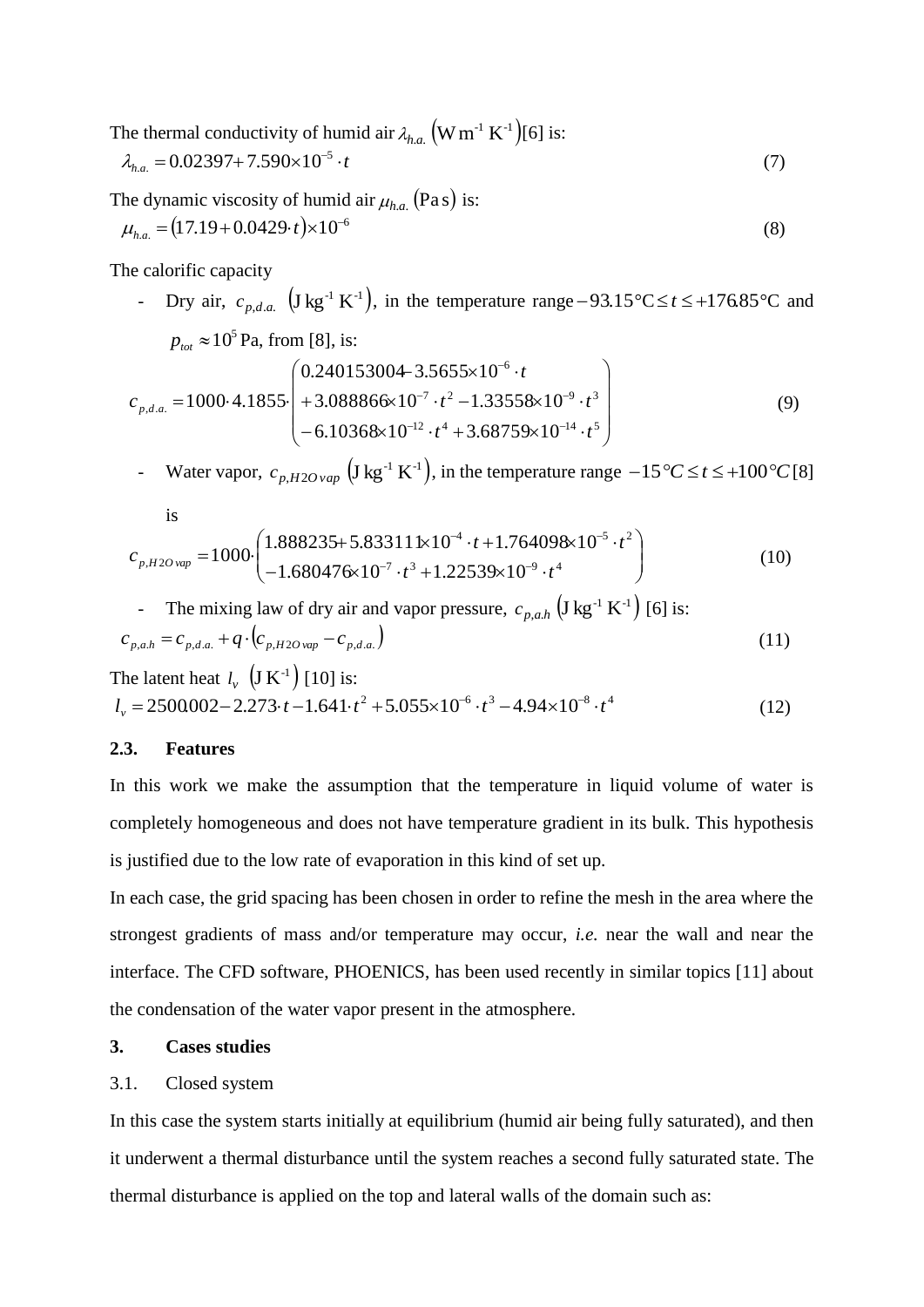The thermal conductivity of humid air $\lambda_{h.a.}$ $\left(\mathrm{W\,m^{-1}\,K^{-1}}\right)$[6] is:

$$\lambda_{h.a.} = 0.02397 + 7.590\times10^{-5}\cdot t \tag{7}$$

The dynamic viscosity of humid air $\mu_{h.a.}$ $(\mathrm{Pa\,s})$ is:

$$\mu_{h.a.} = (17.19 + 0.0429\cdot t)\times10^{-6} \tag{8}$$

The calorific capacity

- Dry air, $c_{p,d.a.}$ $\left(\mathrm{J\,kg^{-1}\,K^{-1}}\right)$, in the temperature range $-93.15\,°\mathrm{C} \le t \le +176.85\,°\mathrm{C}$ and $p_{tot} \approx 10^5\,\mathrm{Pa}$, from [8], is:

$$c_{p,d.a.} = 1000\cdot 4.1855\cdot\begin{pmatrix} 0.240153004 - 3.5655\times10^{-6}\cdot t \\ +3.088866\times10^{-7}\cdot t^2 - 1.33558\times10^{-9}\cdot t^3 \\ -6.10368\times10^{-12}\cdot t^4 + 3.68759\times10^{-14}\cdot t^5 \end{pmatrix} \tag{9}$$

- Water vapor, $c_{p,H2O\,vap}$ $\left(\mathrm{J\,kg^{-1}\,K^{-1}}\right)$, in the temperature range $-15\,°C \le t \le +100\,°C$ [8] is

$$c_{p,H2O\,vap} = 1000\cdot\begin{pmatrix} 1.888235 + 5.833111\times10^{-4}\cdot t + 1.764098\times10^{-5}\cdot t^2 \\ -1.680476\times10^{-7}\cdot t^3 + 1.22539\times10^{-9}\cdot t^4 \end{pmatrix} \tag{10}$$

- The mixing law of dry air and vapor pressure, $c_{p,a.h}$ $\left(\mathrm{J\,kg^{-1}\,K^{-1}}\right)$ [6] is:

$$c_{p,a.h} = c_{p,d.a.} + q\cdot\left(c_{p,H2O\,vap} - c_{p,d.a.}\right) \tag{11}$$

The latent heat $l_v$ $\left(\mathrm{J\,K^{-1}}\right)$ [10] is:

$$l_v = 2500.002 - 2.273\cdot t - 1.641\cdot t^2 + 5.055\times10^{-6}\cdot t^3 - 4.94\times10^{-8}\cdot t^4 \tag{12}$$

## 2.3. Features

In this work we make the assumption that the temperature in liquid volume of water is completely homogeneous and does not have temperature gradient in its bulk. This hypothesis is justified due to the low rate of evaporation in this kind of set up.

In each case, the grid spacing has been chosen in order to refine the mesh in the area where the strongest gradients of mass and/or temperature may occur, *i.e.* near the wall and near the interface. The CFD software, PHOENICS, has been used recently in similar topics [11] about the condensation of the water vapor present in the atmosphere.

# 3. Cases studies

## 3.1. Closed system

In this case the system starts initially at equilibrium (humid air being fully saturated), and then it underwent a thermal disturbance until the system reaches a second fully saturated state. The thermal disturbance is applied on the top and lateral walls of the domain such as: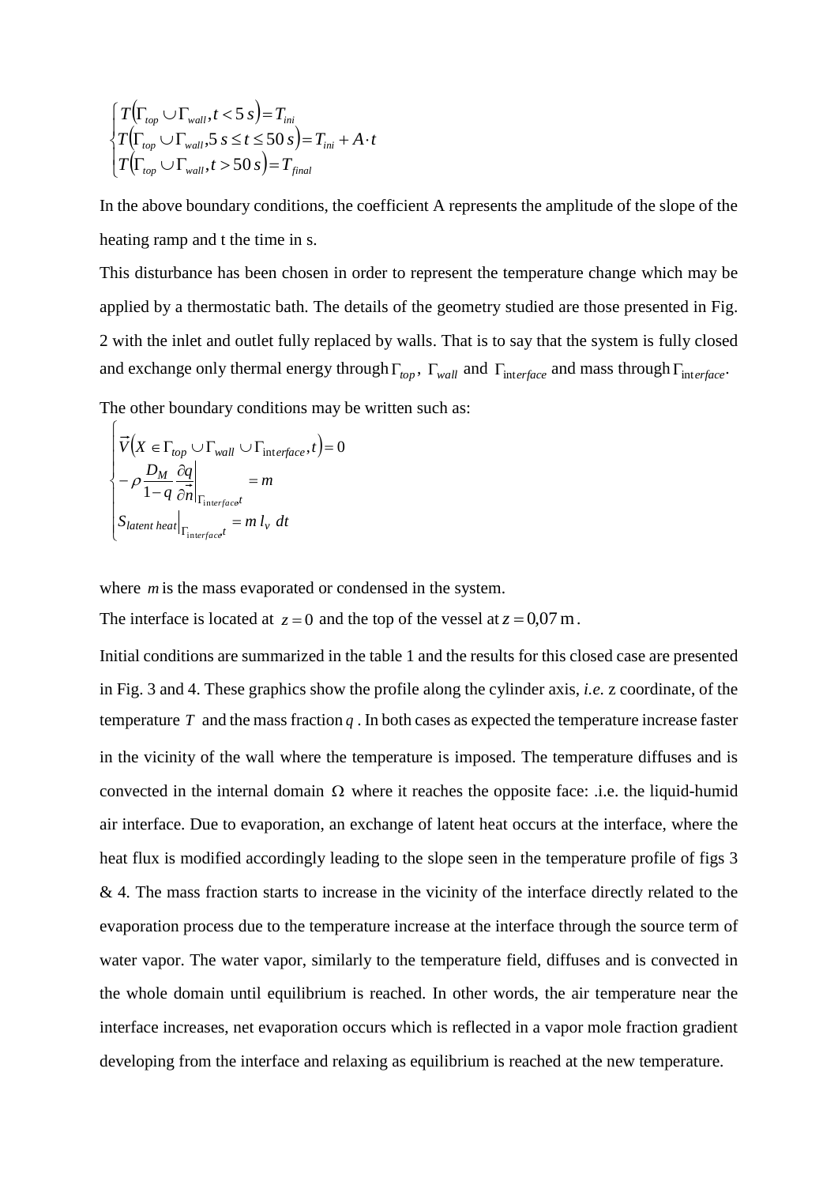$$
\begin{cases}
T\left(\Gamma_{top} \cup \Gamma_{wall}, t < 5\,s\right) = T_{ini} \\
T\left(\Gamma_{top} \cup \Gamma_{wall}, 5\,s \leq t \leq 50\,s\right) = T_{ini} + A \cdot t \\
T\left(\Gamma_{top} \cup \Gamma_{wall}, t > 50\,s\right) = T_{final}
\end{cases}
$$

In the above boundary conditions, the coefficient A represents the amplitude of the slope of the heating ramp and t the time in s.

This disturbance has been chosen in order to represent the temperature change which may be applied by a thermostatic bath. The details of the geometry studied are those presented in Fig. 2 with the inlet and outlet fully replaced by walls. That is to say that the system is fully closed and exchange only thermal energy through $\Gamma_{top}$, $\Gamma_{wall}$ and $\Gamma_{interface}$ and mass through $\Gamma_{interface}$.

The other boundary conditions may be written such as:

$$
\begin{cases}
\vec{V}\left(X \in \Gamma_{top} \cup \Gamma_{wall} \cup \Gamma_{interface}, t\right) = 0 \\
-\rho \dfrac{D_M}{1-q} \dfrac{\partial q}{\partial \vec{n}}\bigg|_{\Gamma_{interface}, t} = m \\
S_{latent\ heat}\Big|_{\Gamma_{interface}, t} = m\, l_v\ dt
\end{cases}
$$

where $m$ is the mass evaporated or condensed in the system.

The interface is located at $z = 0$ and the top of the vessel at $z = 0{,}07\,\text{m}$.

Initial conditions are summarized in the table 1 and the results for this closed case are presented in Fig. 3 and 4. These graphics show the profile along the cylinder axis, *i.e.* z coordinate, of the temperature $T$ and the mass fraction $q$. In both cases as expected the temperature increase faster in the vicinity of the wall where the temperature is imposed. The temperature diffuses and is convected in the internal domain $\Omega$ where it reaches the opposite face: .i.e. the liquid-humid air interface. Due to evaporation, an exchange of latent heat occurs at the interface, where the heat flux is modified accordingly leading to the slope seen in the temperature profile of figs 3 & 4. The mass fraction starts to increase in the vicinity of the interface directly related to the evaporation process due to the temperature increase at the interface through the source term of water vapor. The water vapor, similarly to the temperature field, diffuses and is convected in the whole domain until equilibrium is reached. In other words, the air temperature near the interface increases, net evaporation occurs which is reflected in a vapor mole fraction gradient developing from the interface and relaxing as equilibrium is reached at the new temperature.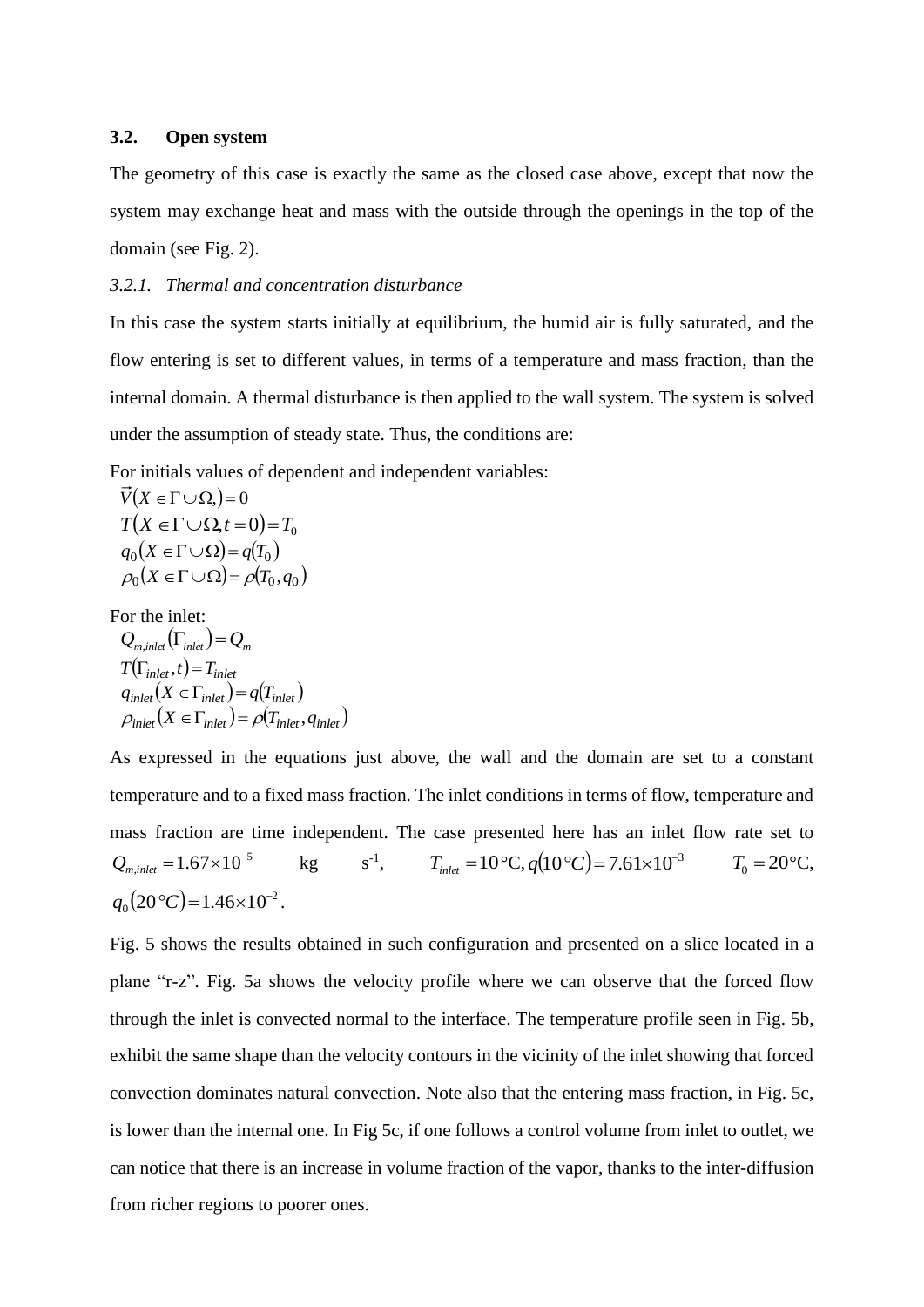### 3.2. Open system

The geometry of this case is exactly the same as the closed case above, except that now the system may exchange heat and mass with the outside through the openings in the top of the domain (see Fig. 2).

#### *3.2.1. Thermal and concentration disturbance*

In this case the system starts initially at equilibrium, the humid air is fully saturated, and the flow entering is set to different values, in terms of a temperature and mass fraction, than the internal domain. A thermal disturbance is then applied to the wall system. The system is solved under the assumption of steady state. Thus, the conditions are:

For initials values of dependent and independent variables:

$$\vec{V}(X \in \Gamma \cup \Omega,) = 0$$
$$T(X \in \Gamma \cup \Omega, t = 0) = T_0$$
$$q_0(X \in \Gamma \cup \Omega) = q(T_0)$$
$$\rho_0(X \in \Gamma \cup \Omega) = \rho(T_0, q_0)$$

For the inlet:

$$Q_{m,inlet}(\Gamma_{inlet}) = Q_m$$
$$T(\Gamma_{inlet}, t) = T_{inlet}$$
$$q_{inlet}(X \in \Gamma_{inlet}) = q(T_{inlet})$$
$$\rho_{inlet}(X \in \Gamma_{inlet}) = \rho(T_{inlet}, q_{inlet})$$

As expressed in the equations just above, the wall and the domain are set to a constant temperature and to a fixed mass fraction. The inlet conditions in terms of flow, temperature and mass fraction are time independent. The case presented here has an inlet flow rate set to $Q_{m,inlet} = 1.67 \times 10^{-5}$ kg s$^{-1}$, $T_{inlet} = 10\,°\text{C}, q(10\,°C) = 7.61 \times 10^{-3}$ $T_0 = 20\,°\text{C}$, $q_0(20\,°C) = 1.46 \times 10^{-2}$.

Fig. 5 shows the results obtained in such configuration and presented on a slice located in a plane "r-z". Fig. 5a shows the velocity profile where we can observe that the forced flow through the inlet is convected normal to the interface. The temperature profile seen in Fig. 5b, exhibit the same shape than the velocity contours in the vicinity of the inlet showing that forced convection dominates natural convection. Note also that the entering mass fraction, in Fig. 5c, is lower than the internal one. In Fig 5c, if one follows a control volume from inlet to outlet, we can notice that there is an increase in volume fraction of the vapor, thanks to the inter-diffusion from richer regions to poorer ones.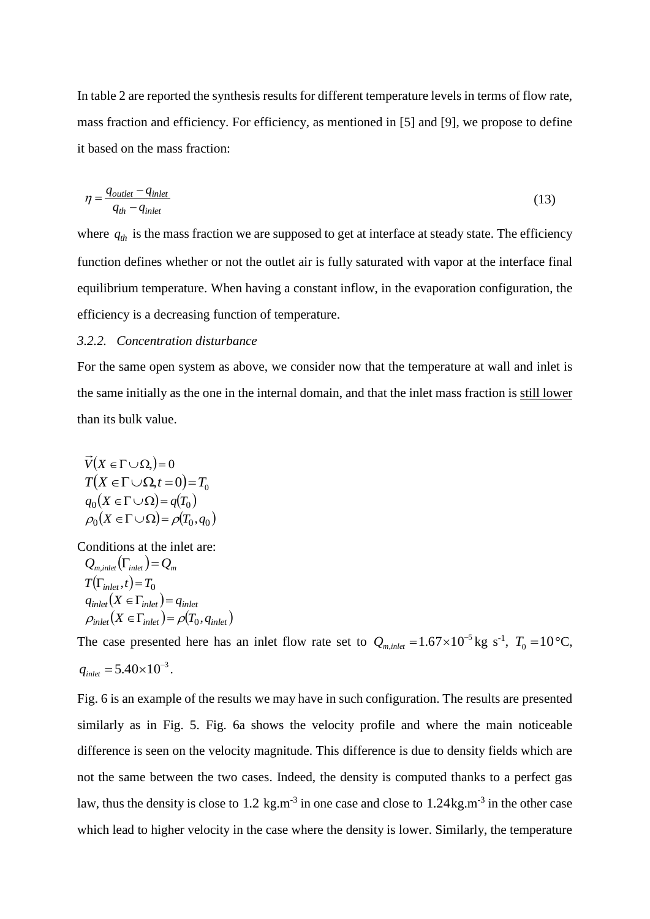In table 2 are reported the synthesis results for different temperature levels in terms of flow rate, mass fraction and efficiency. For efficiency, as mentioned in [5] and [9], we propose to define it based on the mass fraction:

$$\eta = \frac{q_{outlet} - q_{inlet}}{q_{th} - q_{inlet}} \tag{13}$$

where $q_{th}$ is the mass fraction we are supposed to get at interface at steady state. The efficiency function defines whether or not the outlet air is fully saturated with vapor at the interface final equilibrium temperature. When having a constant inflow, in the evaporation configuration, the efficiency is a decreasing function of temperature.

### 3.2.2. *Concentration disturbance*

For the same open system as above, we consider now that the temperature at wall and inlet is the same initially as the one in the internal domain, and that the inlet mass fraction is <u>still lower</u> than its bulk value.

$$\begin{aligned}
&\vec{V}(X \in \Gamma \cup \Omega,) = 0 \\
&T(X \in \Gamma \cup \Omega, t = 0) = T_0 \\
&q_0(X \in \Gamma \cup \Omega) = q(T_0) \\
&\rho_0(X \in \Gamma \cup \Omega) = \rho(T_0, q_0)
\end{aligned}$$

Conditions at the inlet are:

$$\begin{aligned}
&Q_{m,inlet}(\Gamma_{inlet}) = Q_m \\
&T(\Gamma_{inlet}, t) = T_0 \\
&q_{inlet}(X \in \Gamma_{inlet}) = q_{inlet} \\
&\rho_{inlet}(X \in \Gamma_{inlet}) = \rho(T_0, q_{inlet})
\end{aligned}$$

The case presented here has an inlet flow rate set to $Q_{m,inlet} = 1.67 \times 10^{-5}$ kg s$^{-1}$, $T_0 = 10\,°\text{C}$, $q_{inlet} = 5.40 \times 10^{-3}$.

Fig. 6 is an example of the results we may have in such configuration. The results are presented similarly as in Fig. 5. Fig. 6a shows the velocity profile and where the main noticeable difference is seen on the velocity magnitude. This difference is due to density fields which are not the same between the two cases. Indeed, the density is computed thanks to a perfect gas law, thus the density is close to 1.2 kg.m$^{-3}$ in one case and close to 1.24kg.m$^{-3}$ in the other case which lead to higher velocity in the case where the density is lower. Similarly, the temperature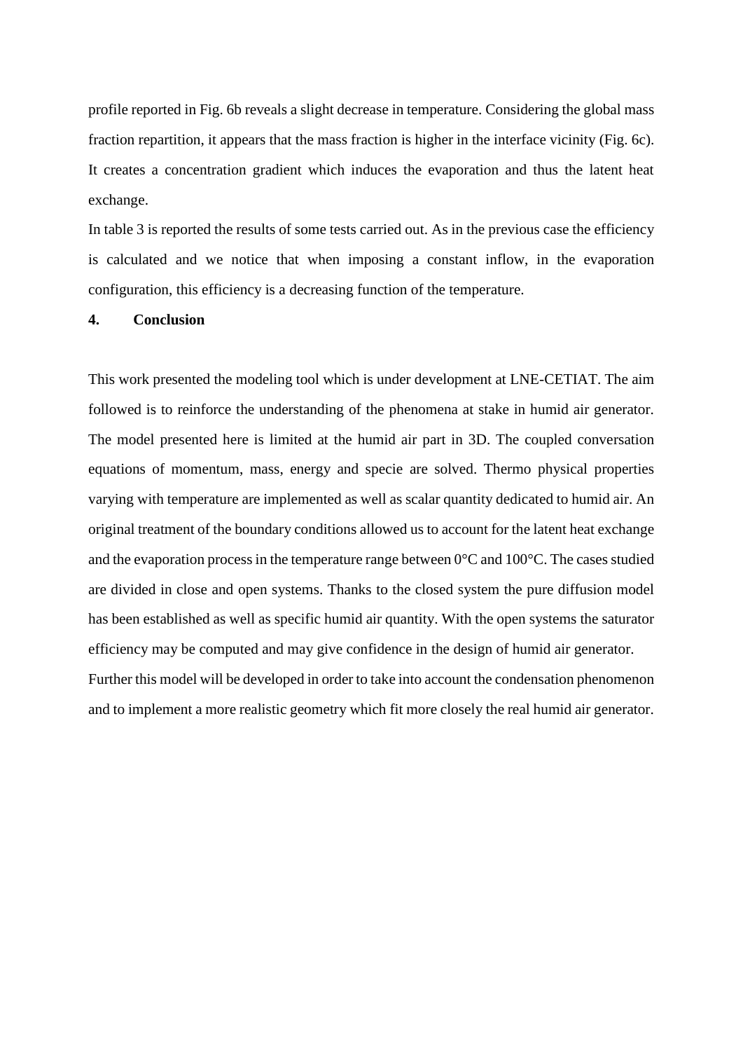profile reported in Fig. 6b reveals a slight decrease in temperature. Considering the global mass fraction repartition, it appears that the mass fraction is higher in the interface vicinity (Fig. 6c). It creates a concentration gradient which induces the evaporation and thus the latent heat exchange.

In table 3 is reported the results of some tests carried out. As in the previous case the efficiency is calculated and we notice that when imposing a constant inflow, in the evaporation configuration, this efficiency is a decreasing function of the temperature.

## 4. Conclusion

This work presented the modeling tool which is under development at LNE-CETIAT. The aim followed is to reinforce the understanding of the phenomena at stake in humid air generator. The model presented here is limited at the humid air part in 3D. The coupled conversation equations of momentum, mass, energy and specie are solved. Thermo physical properties varying with temperature are implemented as well as scalar quantity dedicated to humid air. An original treatment of the boundary conditions allowed us to account for the latent heat exchange and the evaporation process in the temperature range between 0°C and 100°C. The cases studied are divided in close and open systems. Thanks to the closed system the pure diffusion model has been established as well as specific humid air quantity. With the open systems the saturator efficiency may be computed and may give confidence in the design of humid air generator.

Further this model will be developed in order to take into account the condensation phenomenon and to implement a more realistic geometry which fit more closely the real humid air generator.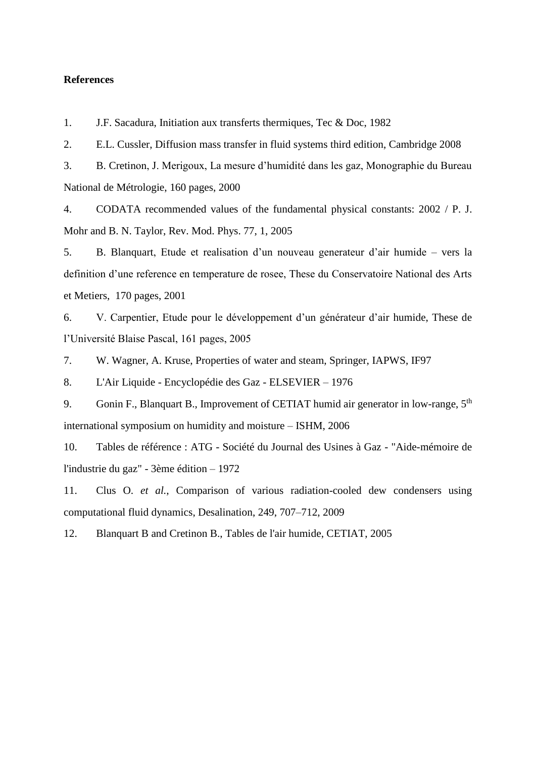**References**

1. J.F. Sacadura, Initiation aux transferts thermiques, Tec & Doc, 1982
2. E.L. Cussler, Diffusion mass transfer in fluid systems third edition, Cambridge 2008
3. B. Cretinon, J. Merigoux, La mesure d'humidité dans les gaz, Monographie du Bureau National de Métrologie, 160 pages, 2000
4. CODATA recommended values of the fundamental physical constants: 2002 / P. J. Mohr and B. N. Taylor, Rev. Mod. Phys. 77, 1, 2005
5. B. Blanquart, Etude et realisation d'un nouveau generateur d'air humide – vers la definition d'une reference en temperature de rosee, These du Conservatoire National des Arts et Metiers, 170 pages, 2001
6. V. Carpentier, Etude pour le développement d'un générateur d'air humide, These de l'Université Blaise Pascal, 161 pages, 2005
7. W. Wagner, A. Kruse, Properties of water and steam, Springer, IAPWS, IF97
8. L'Air Liquide - Encyclopédie des Gaz - ELSEVIER – 1976
9. Gonin F., Blanquart B., Improvement of CETIAT humid air generator in low-range, 5th international symposium on humidity and moisture – ISHM, 2006
10. Tables de référence : ATG - Société du Journal des Usines à Gaz - "Aide-mémoire de l'industrie du gaz" - 3ème édition – 1972
11. Clus O. *et al.*, Comparison of various radiation-cooled dew condensers using computational fluid dynamics, Desalination, 249, 707–712, 2009
12. Blanquart B and Cretinon B., Tables de l'air humide, CETIAT, 2005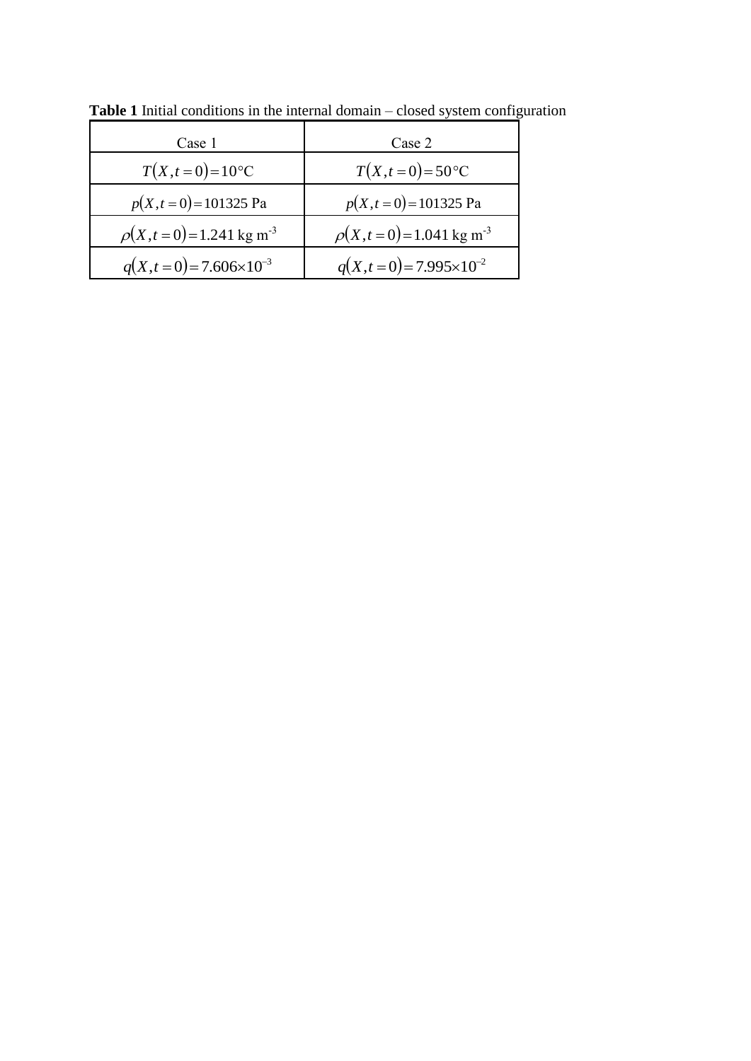**Table 1** Initial conditions in the internal domain – closed system configuration

| Case 1 | Case 2 |
|---|---|
| $T(X, t=0) = 10°\text{C}$ | $T(X, t=0) = 50°\text{C}$ |
| $p(X, t=0) = 101325$ Pa | $p(X, t=0) = 101325$ Pa |
| $\rho(X, t=0) = 1.241$ kg m$^{-3}$ | $\rho(X, t=0) = 1.041$ kg m$^{-3}$ |
| $q(X, t=0) = 7.606 \times 10^{-3}$ | $q(X, t=0) = 7.995 \times 10^{-2}$ |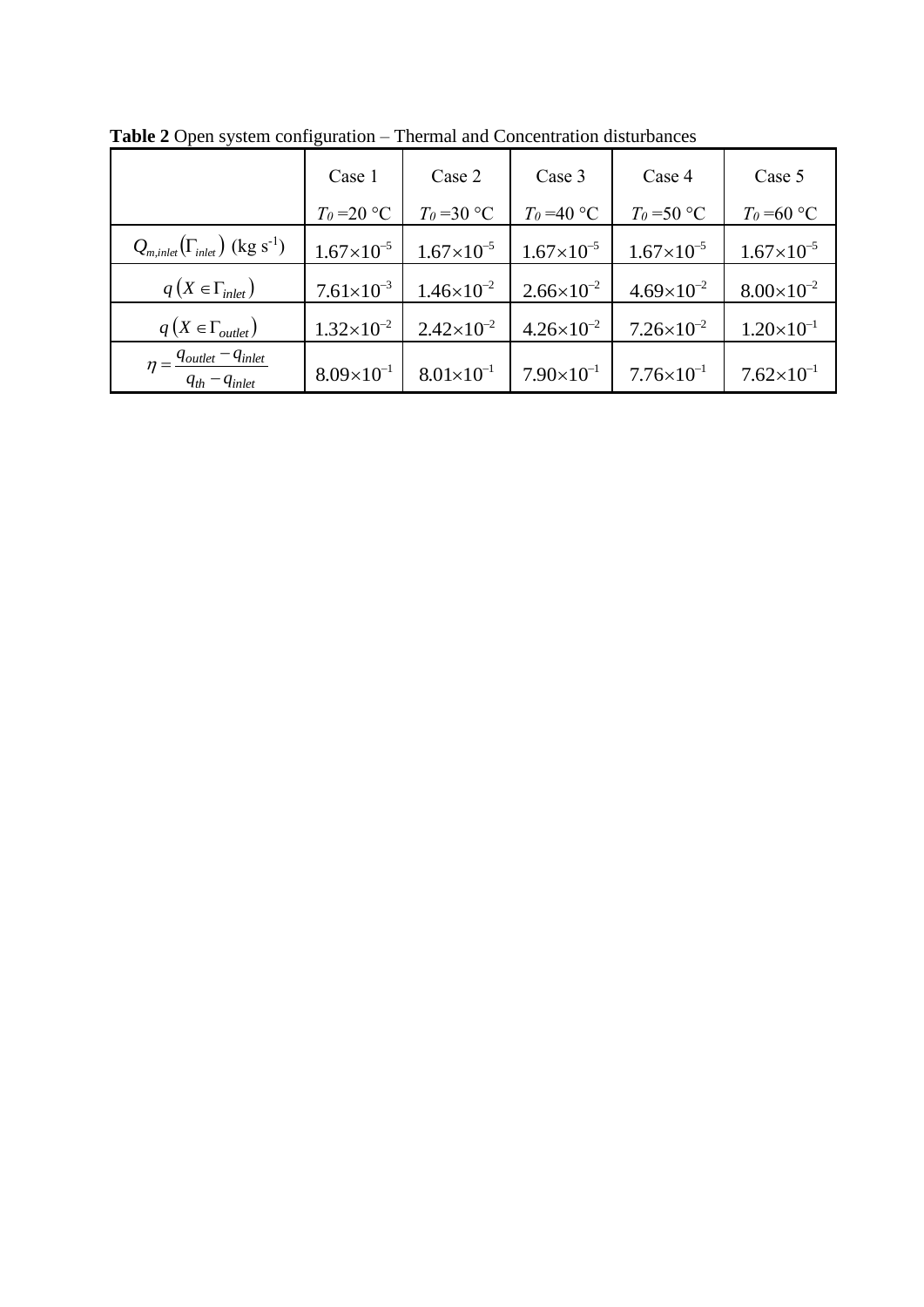**Table 2** Open system configuration – Thermal and Concentration disturbances

| | Case 1<br>$T_0$ =20 °C | Case 2<br>$T_0$ =30 °C | Case 3<br>$T_0$ =40 °C | Case 4<br>$T_0$ =50 °C | Case 5<br>$T_0$ =60 °C |
|---|---|---|---|---|---|
| $Q_{m,inlet}(\Gamma_{inlet})$ (kg s$^{-1}$) | $1.67\times10^{-5}$ | $1.67\times10^{-5}$ | $1.67\times10^{-5}$ | $1.67\times10^{-5}$ | $1.67\times10^{-5}$ |
| $q\left(X \in \Gamma_{inlet}\right)$ | $7.61\times10^{-3}$ | $1.46\times10^{-2}$ | $2.66\times10^{-2}$ | $4.69\times10^{-2}$ | $8.00\times10^{-2}$ |
| $q\left(X \in \Gamma_{outlet}\right)$ | $1.32\times10^{-2}$ | $2.42\times10^{-2}$ | $4.26\times10^{-2}$ | $7.26\times10^{-2}$ | $1.20\times10^{-1}$ |
| $\eta = \dfrac{q_{outlet} - q_{inlet}}{q_{th} - q_{inlet}}$ | $8.09\times10^{-1}$ | $8.01\times10^{-1}$ | $7.90\times10^{-1}$ | $7.76\times10^{-1}$ | $7.62\times10^{-1}$ |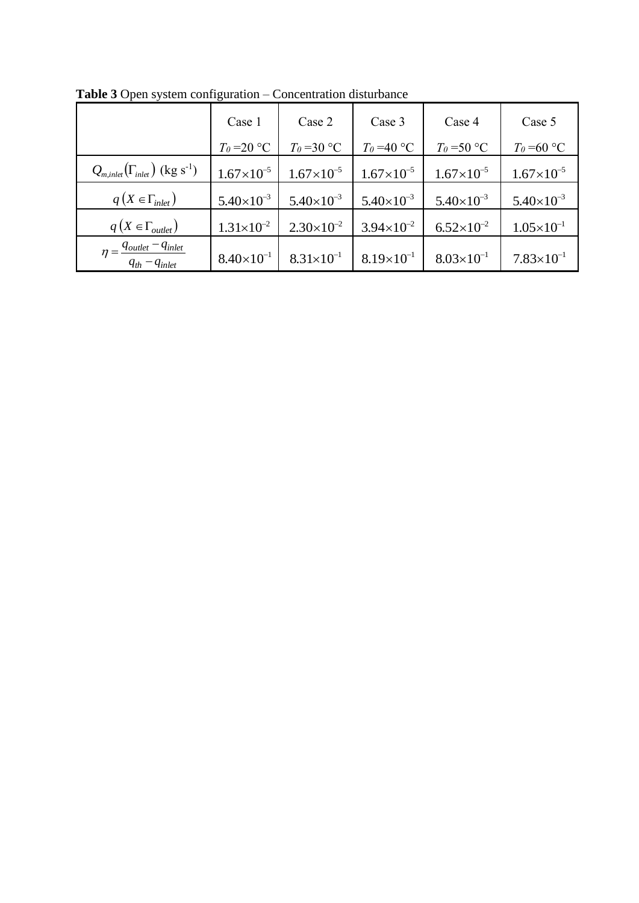**Table 3** Open system configuration – Concentration disturbance

| | Case 1<br>$T_0$ =20 °C | Case 2<br>$T_0$ =30 °C | Case 3<br>$T_0$ =40 °C | Case 4<br>$T_0$ =50 °C | Case 5<br>$T_0$ =60 °C |
|---|---|---|---|---|---|
| $Q_{m,inlet}(\Gamma_{inlet})$ (kg s$^{-1}$) | $1.67\times10^{-5}$ | $1.67\times10^{-5}$ | $1.67\times10^{-5}$ | $1.67\times10^{-5}$ | $1.67\times10^{-5}$ |
| $q\left(X \in \Gamma_{inlet}\right)$ | $5.40\times10^{-3}$ | $5.40\times10^{-3}$ | $5.40\times10^{-3}$ | $5.40\times10^{-3}$ | $5.40\times10^{-3}$ |
| $q\left(X \in \Gamma_{outlet}\right)$ | $1.31\times10^{-2}$ | $2.30\times10^{-2}$ | $3.94\times10^{-2}$ | $6.52\times10^{-2}$ | $1.05\times10^{-1}$ |
| $\eta = \dfrac{q_{outlet} - q_{inlet}}{q_{th} - q_{inlet}}$ | $8.40\times10^{-1}$ | $8.31\times10^{-1}$ | $8.19\times10^{-1}$ | $8.03\times10^{-1}$ | $7.83\times10^{-1}$ |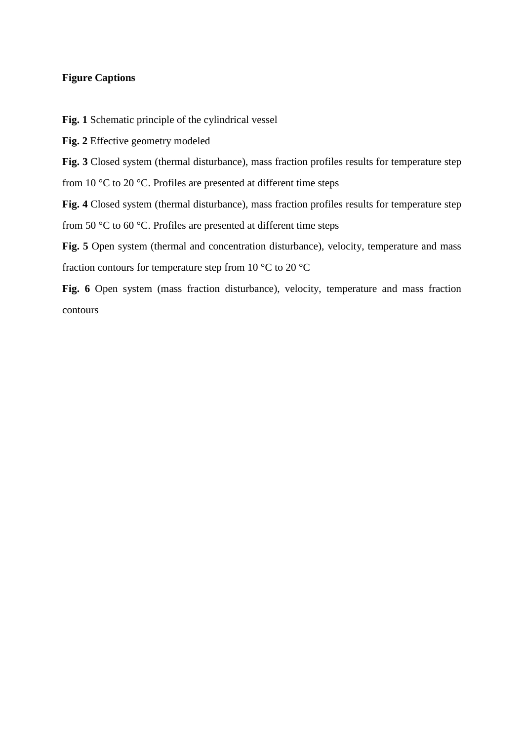**Figure Captions**

**Fig. 1** Schematic principle of the cylindrical vessel

**Fig. 2** Effective geometry modeled

**Fig. 3** Closed system (thermal disturbance), mass fraction profiles results for temperature step from 10 °C to 20 °C. Profiles are presented at different time steps

**Fig. 4** Closed system (thermal disturbance), mass fraction profiles results for temperature step from 50 °C to 60 °C. Profiles are presented at different time steps

**Fig. 5** Open system (thermal and concentration disturbance), velocity, temperature and mass fraction contours for temperature step from 10 °C to 20 °C

**Fig. 6** Open system (mass fraction disturbance), velocity, temperature and mass fraction contours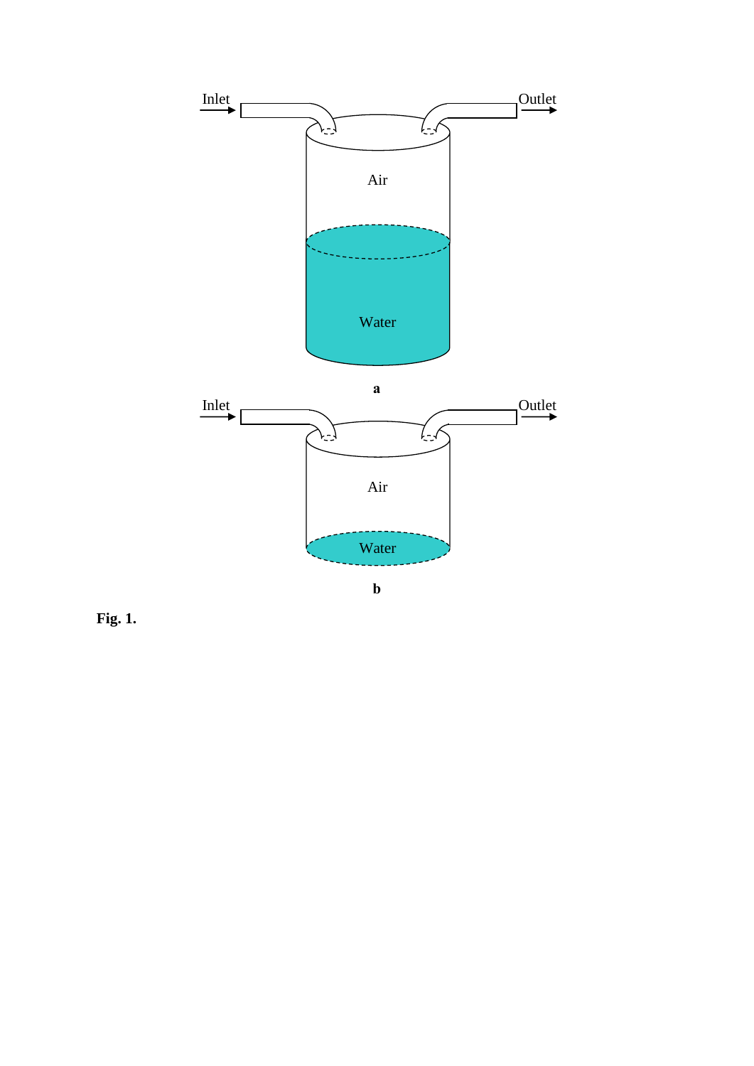**Fig. 1.**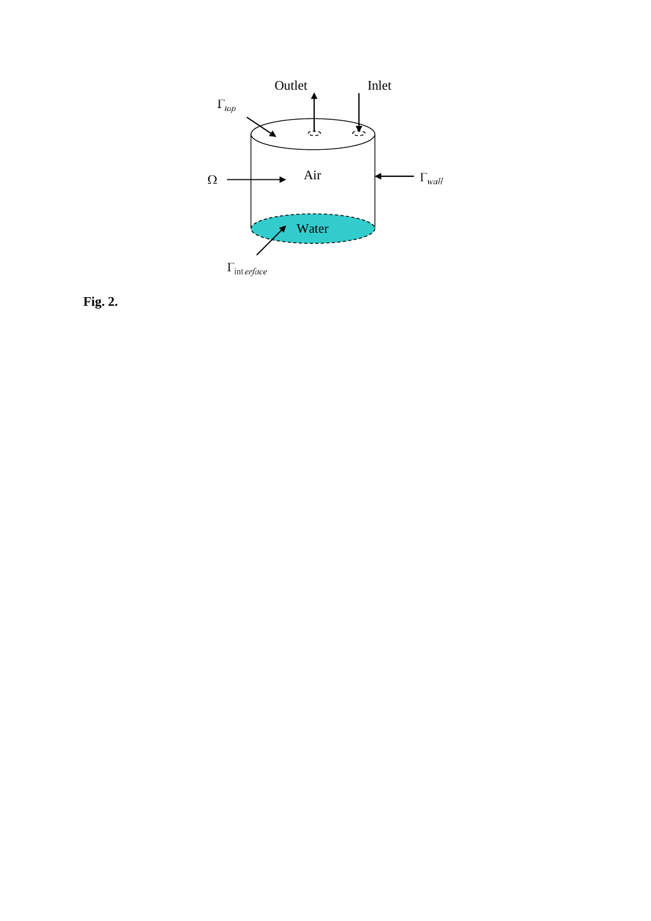**Fig. 2.**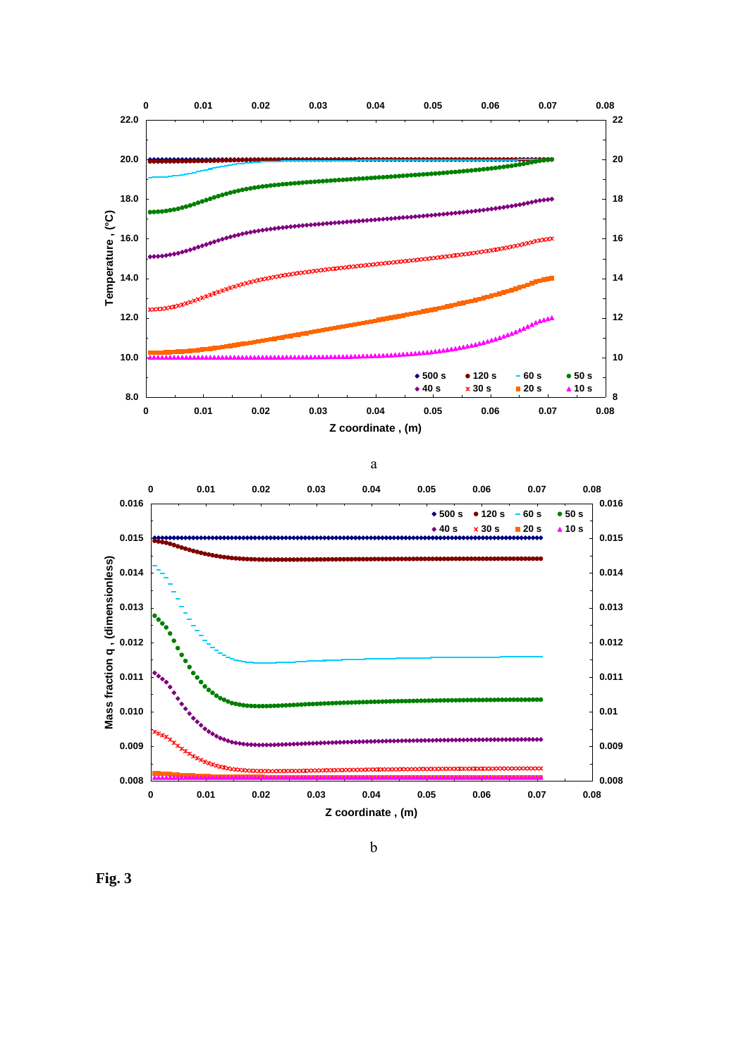a

b

**Fig. 3**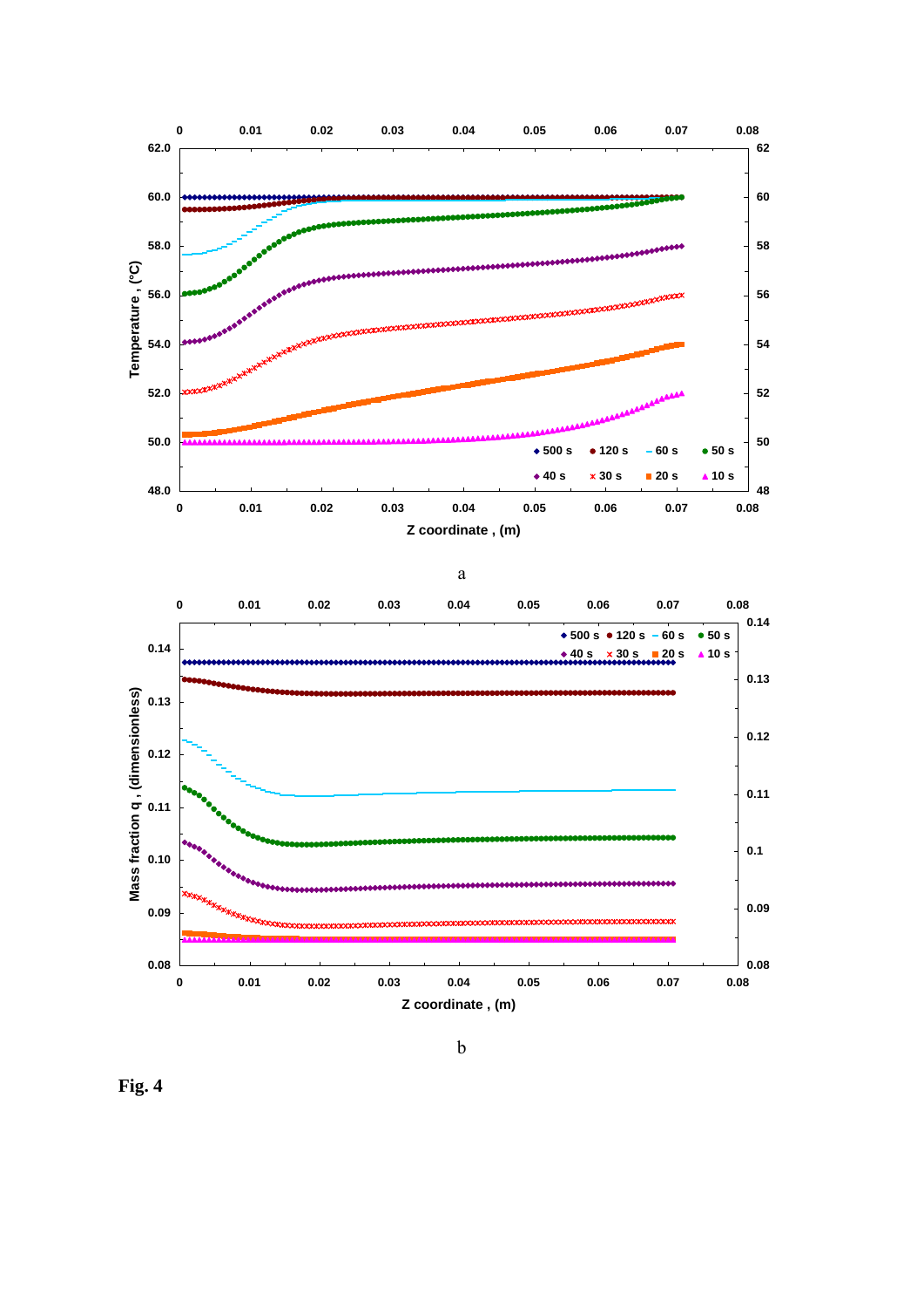a

b

**Fig. 4**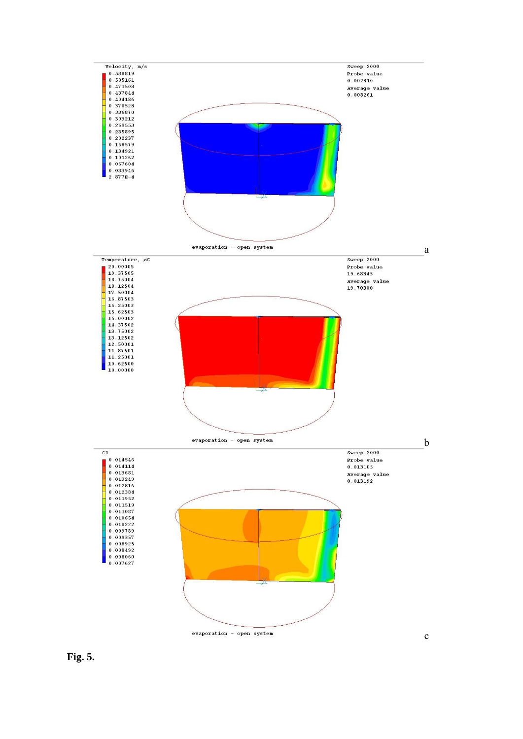Velocity, m/s

0.538819
0.505161
0.471503
0.437844
0.404186
0.370528
0.336870
0.303212
0.269553
0.235895
0.202237
0.168579
0.134921
0.101262
0.067604
0.033946
2.877E-4

Sweep 2000
Probe value
0.002810
Average value
0.008261

evaporation - open system

a

Temperature, øC

20.00005
19.37505
18.75004
18.12504
17.50004
16.87503
16.25003
15.62503
15.00002
14.37502
13.75002
13.12502
12.50001
11.87501
11.25001
10.62500
10.00000

Sweep 2000
Probe value
19.68343
Average value
19.70300

evaporation - open system

b

C1

0.014546
0.014114
0.013681
0.013249
0.012816
0.012384
0.011952
0.011519
0.011087
0.010654
0.010222
0.009789
0.009357
0.008925
0.008492
0.008060
0.007627

Sweep 2000
Probe value
0.013105
Average value
0.013192

evaporation - open system

c

**Fig. 5.**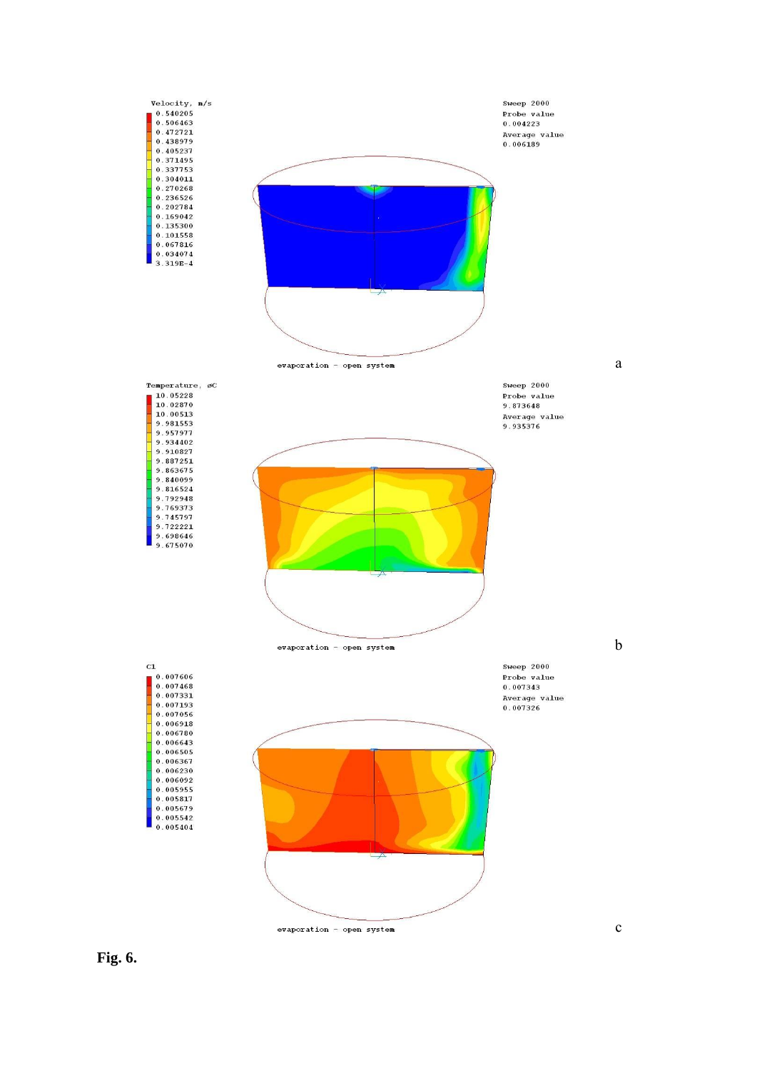Velocity, m/s
0.540205
0.506463
0.472721
0.438979
0.405237
0.371495
0.337753
0.304011
0.270268
0.236526
0.202784
0.169042
0.135300
0.101558
0.067816
0.034074
3.319E-4

Sweep 2000
Probe value
0.004223
Average value
0.006189

evaporation - open system

a

Temperature, øC
10.05228
10.02870
10.00513
9.981553
9.957977
9.934402
9.910827
9.887251
9.863675
9.840099
9.816524
9.792948
9.769373
9.745797
9.722221
9.698646
9.675070

Sweep 2000
Probe value
9.873648
Average value
9.935376

evaporation - open system

b

C1
0.007606
0.007468
0.007331
0.007193
0.007056
0.006918
0.006780
0.006643
0.006505
0.006367
0.006230
0.006092
0.005955
0.005817
0.005679
0.005542
0.005404

Sweep 2000
Probe value
0.007343
Average value
0.007326

evaporation - open system

c

**Fig. 6.**